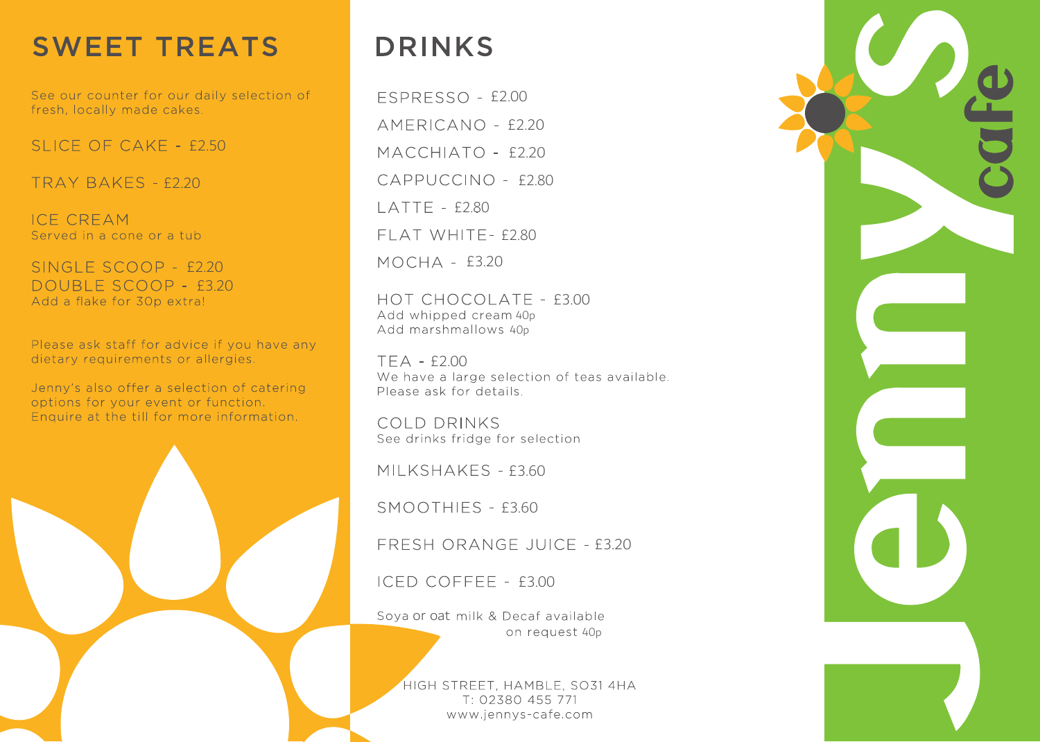## SWEET TREATS

See our counter for our daily selection of fresh, locally made cakes.

SLICE OF CAKE - £2.50

TRAY BAKES - £2.20

ICE CREAM
Served in a cone or a tub

SINGLE SCOOP - £2.20
DOUBLE SCOOP - £3.20
Add a flake for 30p extra!

Please ask staff for advice if you have any dietary requirements or allergies.

Jenny's also offer a selection of catering options for your event or function. Enquire at the till for more information.

## DRINKS

ESPRESSO - £2.00

AMERICANO - £2.20

MACCHIATO - £2.20

CAPPUCCINO - £2.80

LATTE - £2.80

FLAT WHITE- £2.80

MOCHA - £3.20

HOT CHOCOLATE - £3.00
Add whipped cream 40p
Add marshmallows 40p

TEA - £2.00
We have a large selection of teas available. Please ask for details.

COLD DRINKS
See drinks fridge for selection

MILKSHAKES - £3.60

SMOOTHIES - £3.60

FRESH ORANGE JUICE - £3.20

ICED COFFEE - £3.00

Soya or oat milk & Decaf available on request 40p

HIGH STREET, HAMBLE, SO31 4HA
T: 02380 455 771
www.jennys-cafe.com

Jenny's cafe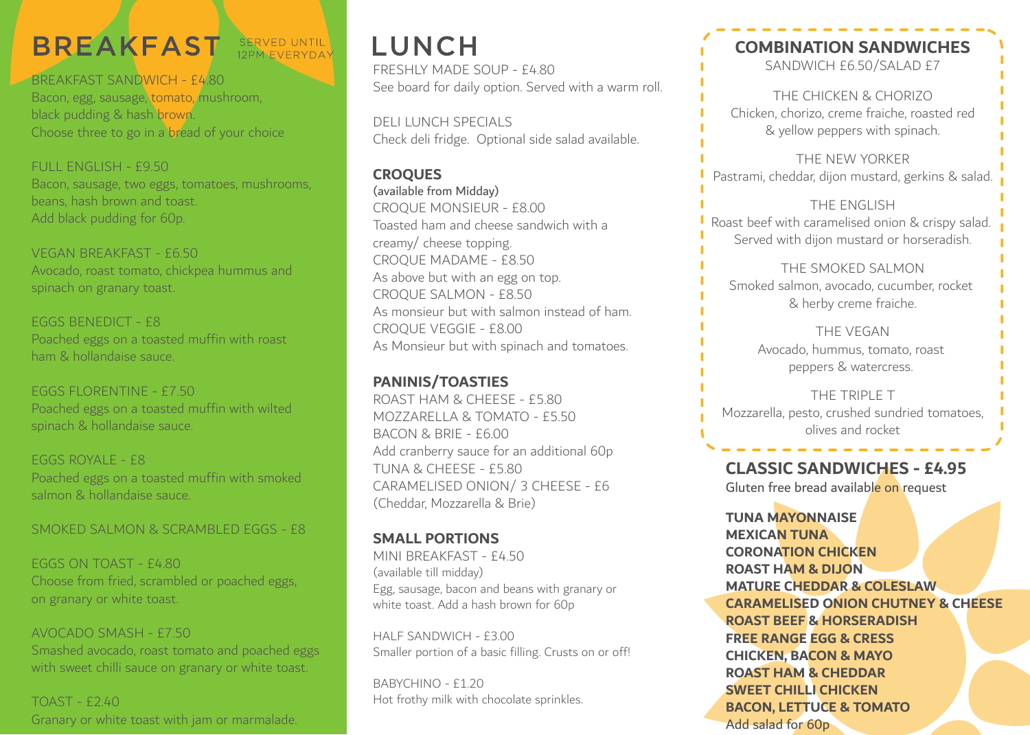# BREAKFAST

SERVED UNTIL 12PM EVERYDAY

BREAKFAST SANDWICH - £4.80
Bacon, egg, sausage, tomato, mushroom, black pudding & hash brown.
Choose three to go in a bread of your choice

FULL ENGLISH - £9.50
Bacon, sausage, two eggs, tomatoes, mushrooms, beans, hash brown and toast.
Add black pudding for 60p.

VEGAN BREAKFAST - £6.50
Avocado, roast tomato, chickpea hummus and spinach on granary toast.

EGGS BENEDICT - £8
Poached eggs on a toasted muffin with roast ham & hollandaise sauce.

EGGS FLORENTINE - £7.50
Poached eggs on a toasted muffin with wilted spinach & hollandaise sauce.

EGGS ROYALE - £8
Poached eggs on a toasted muffin with smoked salmon & hollandaise sauce.

SMOKED SALMON & SCRAMBLED EGGS - £8

EGGS ON TOAST - £4.80
Choose from fried, scrambled or poached eggs, on granary or white toast.

AVOCADO SMASH - £7.50
Smashed avocado, roast tomato and poached eggs with sweet chilli sauce on granary or white toast.

TOAST - £2.40
Granary or white toast with jam or marmalade.

# LUNCH

FRESHLY MADE SOUP - £4.80
See board for daily option. Served with a warm roll.

DELI LUNCH SPECIALS
Check deli fridge. Optional side salad available.

## CROQUES
**(available from Midday)**

CROQUE MONSIEUR - £8.00
Toasted ham and cheese sandwich with a creamy/ cheese topping.
CROQUE MADAME - £8.50
As above but with an egg on top.
CROQUE SALMON - £8.50
As monsieur but with salmon instead of ham.
CROQUE VEGGIE - £8.00
As Monsieur but with spinach and tomatoes.

## PANINIS/TOASTIES

ROAST HAM & CHEESE - £5.80
MOZZARELLA & TOMATO - £5.50
BACON & BRIE - £6.00
Add cranberry sauce for an additional 60p
TUNA & CHEESE - £5.80
CARAMELISED ONION/ 3 CHEESE - £6
(Cheddar, Mozzarella & Brie)

## SMALL PORTIONS

MINI BREAKFAST - £4.50
(available till midday)
Egg, sausage, bacon and beans with granary or white toast. Add a hash brown for 60p

HALF SANDWICH - £3.00
Smaller portion of a basic filling. Crusts on or off!

BABYCHINO - £1.20
Hot frothy milk with chocolate sprinkles.

## COMBINATION SANDWICHES

SANDWICH £6.50/SALAD £7

THE CHICKEN & CHORIZO
Chicken, chorizo, creme fraiche, roasted red & yellow peppers with spinach.

THE NEW YORKER
Pastrami, cheddar, dijon mustard, gerkins & salad.

THE ENGLISH
Roast beef with caramelised onion & crispy salad. Served with dijon mustard or horseradish.

THE SMOKED SALMON
Smoked salmon, avocado, cucumber, rocket & herby creme fraiche.

THE VEGAN
Avocado, hummus, tomato, roast peppers & watercress.

THE TRIPLE T
Mozzarella, pesto, crushed sundried tomatoes, olives and rocket

## CLASSIC SANDWICHES - £4.95

Gluten free bread available on request

**TUNA MAYONNAISE**
**MEXICAN TUNA**
**CORONATION CHICKEN**
**ROAST HAM & DIJON**
**MATURE CHEDDAR & COLESLAW**
**CARAMELISED ONION CHUTNEY & CHEESE**
**ROAST BEEF & HORSERADISH**
**FREE RANGE EGG & CRESS**
**CHICKEN, BACON & MAYO**
**ROAST HAM & CHEDDAR**
**SWEET CHILLI CHICKEN**
**BACON, LETTUCE & TOMATO**
Add salad for 60p